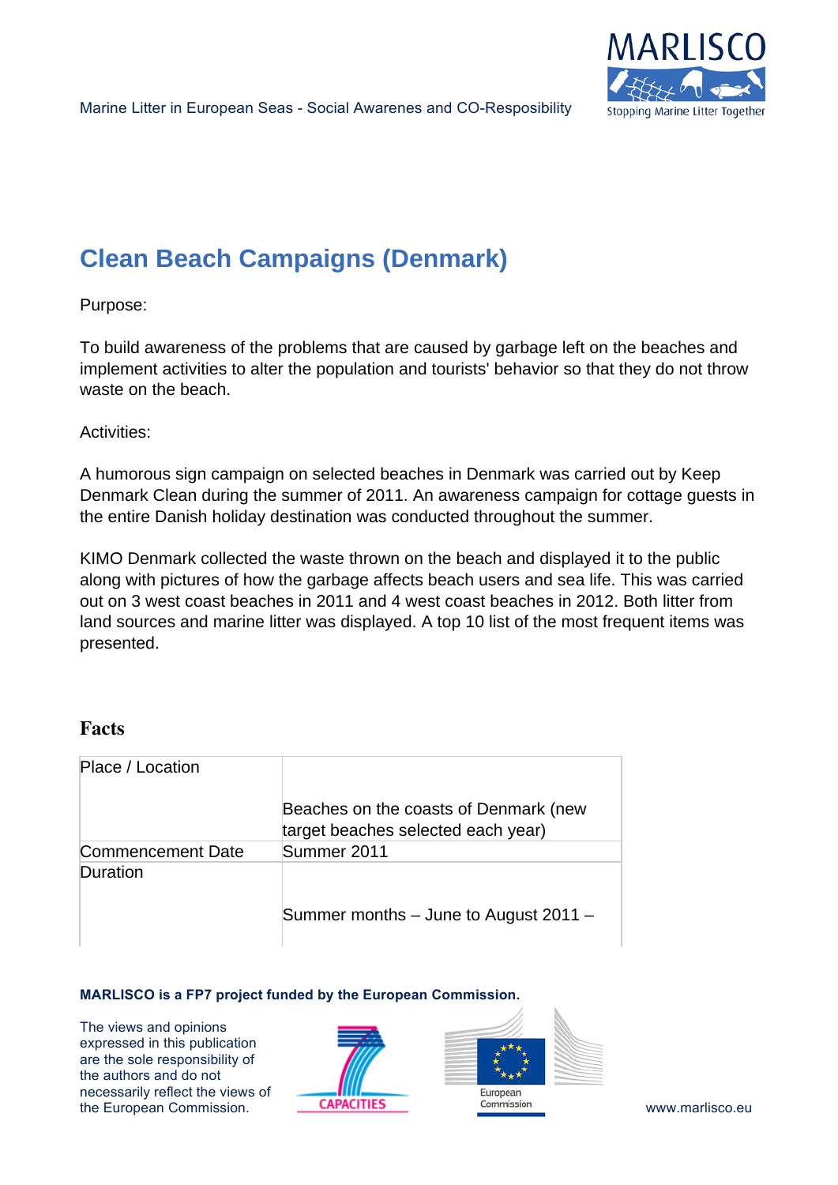# Clean Beach Campaigns (Denmark)

Purpose:

To build awareness of the problems that are caused by garbage left on the beaches and implement activities to alter the population and tourists' behavior so that they do not throw waste on the beach.

Activities:

A humorous sign campaign on selected beaches in Denmark was carried out by Keep Denmark Clean during the summer of 2011. An awareness campaign for cottage guests in the entire Danish holiday destination was conducted throughout the summer.

KIMO Denmark collected the waste thrown on the beach and displayed it to the public along with pictures of how the garbage affects beach users and sea life. This was carried out on 3 west coast beaches in 2011 and 4 west coast beaches in 2012. Both litter from land sources and marine litter was displayed. A top 10 list of the most frequent items was presented.

## Facts

| | |
|---|---|
| Place / Location | Beaches on the coasts of Denmark (new target beaches selected each year) |
| Commencement Date | Summer 2011 |
| Duration | Summer months – June to August 2011 – |

**MARLISCO is a FP7 project funded by the European Commission.**

The views and opinions expressed in this publication are the sole responsibility of the authors and do not necessarily reflect the views of the European Commission.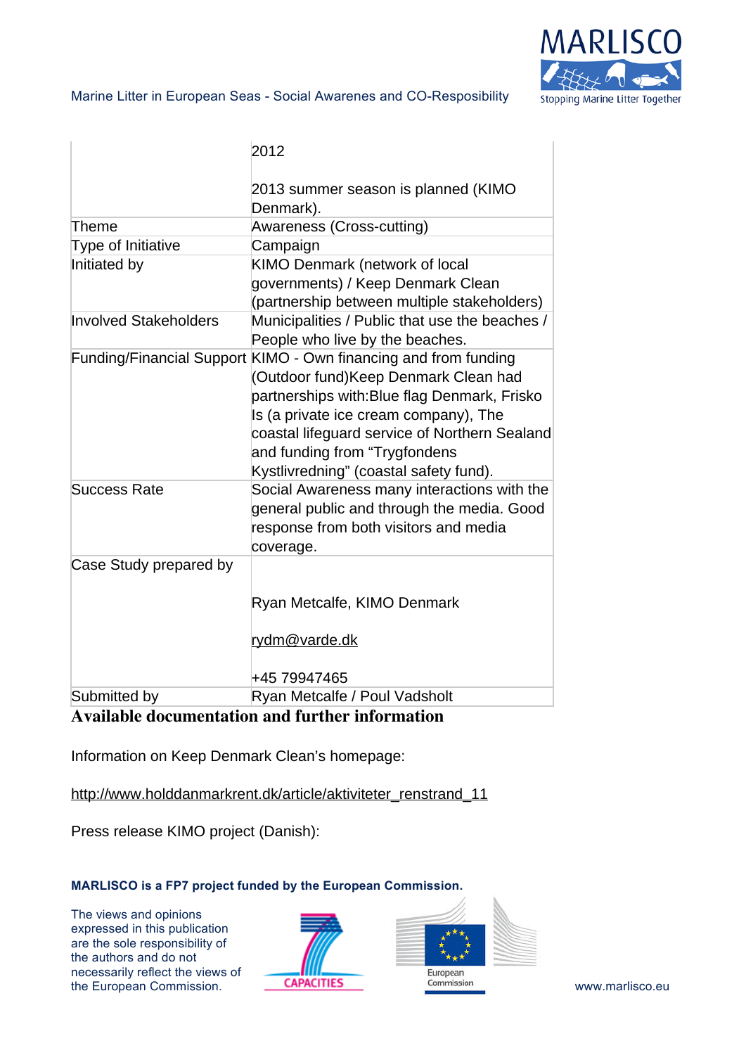| | |
|---|---|
| | 2012<br><br>2013 summer season is planned (KIMO Denmark). |
| Theme | Awareness (Cross-cutting) |
| Type of Initiative | Campaign |
| Initiated by | KIMO Denmark (network of local governments) / Keep Denmark Clean (partnership between multiple stakeholders) |
| Involved Stakeholders | Municipalities / Public that use the beaches / People who live by the beaches. |
| Funding/Financial Support | KIMO - Own financing and from funding (Outdoor fund)Keep Denmark Clean had partnerships with:Blue flag Denmark, Frisko Is (a private ice cream company), The coastal lifeguard service of Northern Sealand and funding from "Trygfondens Kystlivredning" (coastal safety fund). |
| Success Rate | Social Awareness many interactions with the general public and through the media. Good response from both visitors and media coverage. |
| Case Study prepared by | Ryan Metcalfe, KIMO Denmark<br><br>rydm@varde.dk<br><br>+45 79947465 |
| Submitted by | Ryan Metcalfe / Poul Vadsholt |

## Available documentation and further information

Information on Keep Denmark Clean's homepage:

http://www.holddanmarkrent.dk/article/aktiviteter_renstrand_11

Press release KIMO project (Danish):

**MARLISCO is a FP7 project funded by the European Commission.**

The views and opinions expressed in this publication are the sole responsibility of the authors and do not necessarily reflect the views of the European Commission.

www.marlisco.eu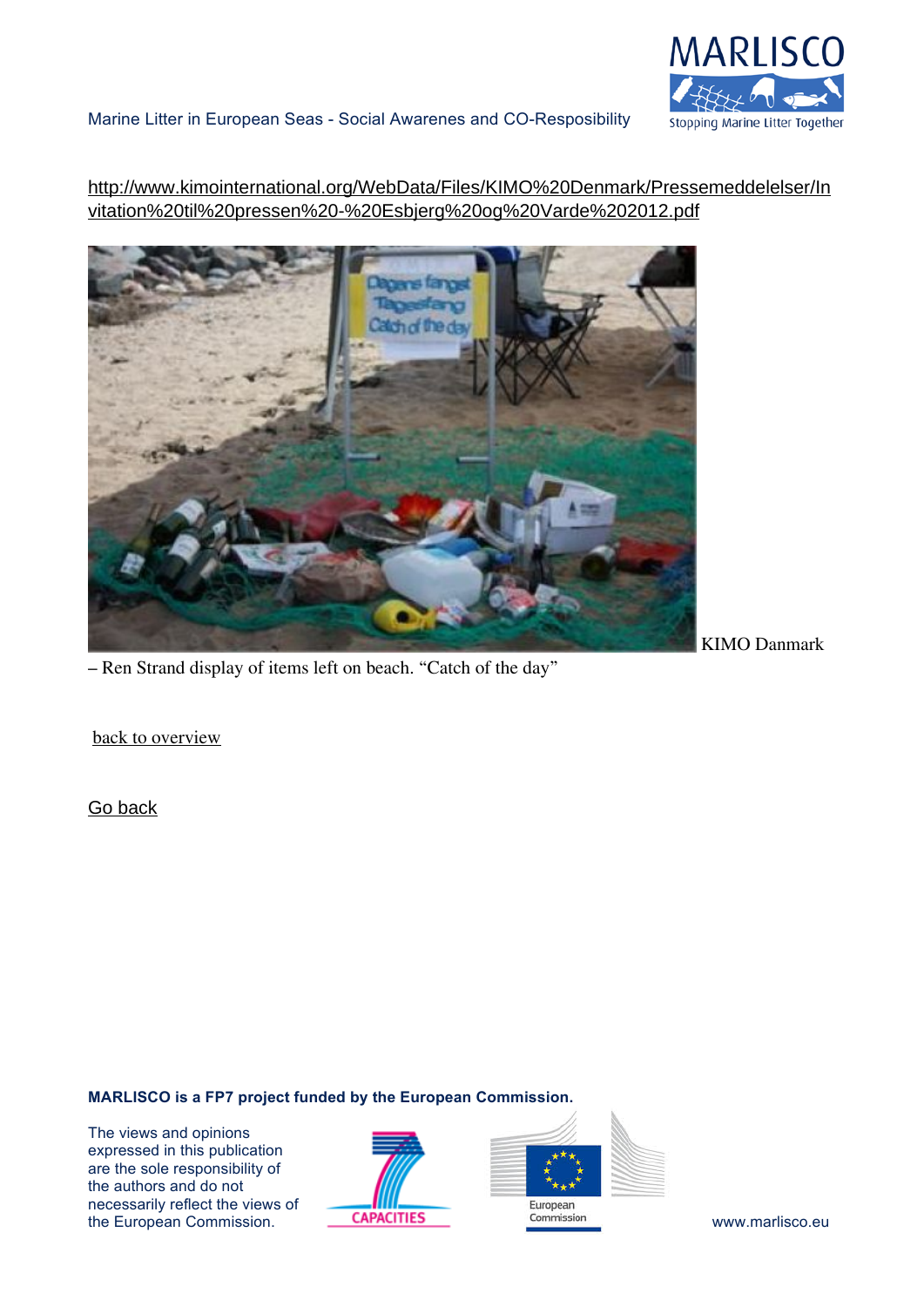http://www.kimointernational.org/WebData/Files/KIMO%20Denmark/Pressemeddelelser/Invitation%20til%20pressen%20-%20Esbjerg%20og%20Varde%202012.pdf

KIMO Danmark – Ren Strand display of items left on beach. “Catch of the day”

back to overview

Go back

**MARLISCO is a FP7 project funded by the European Commission.**

The views and opinions expressed in this publication are the sole responsibility of the authors and do not necessarily reflect the views of the European Commission.

www.marlisco.eu